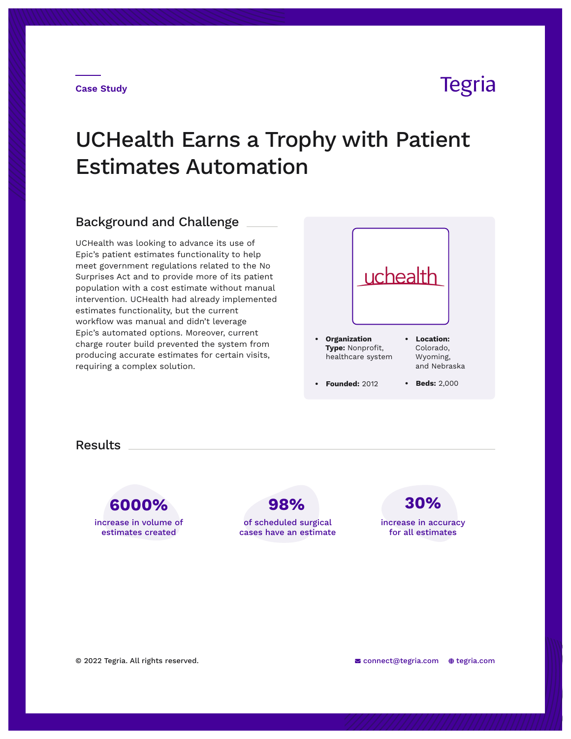Case Study

Tegria

# UCHealth Earns a Trophy with Patient Estimates Automation

## Background and Challenge

UCHealth was looking to advance its use of Epic's patient estimates functionality to help meet government regulations related to the No Surprises Act and to provide more of its patient population with a cost estimate without manual intervention. UCHealth had already implemented estimates functionality, but the current workflow was manual and didn't leverage Epic's automated options. Moreover, current charge router build prevented the system from producing accurate estimates for certain visits, requiring a complex solution.

uchealth

- **Organization Type:** Nonprofit, healthcare system
- **Location:** Colorado, Wyoming, and Nebraska
- **Founded:** 2012
- **Beds:** 2,000

## Results

**6000%**
increase in volume of estimates created

**98%**
of scheduled surgical cases have an estimate

**30%**
increase in accuracy for all estimates

© 2022 Tegria. All rights reserved.

connect@tegria.com tegria.com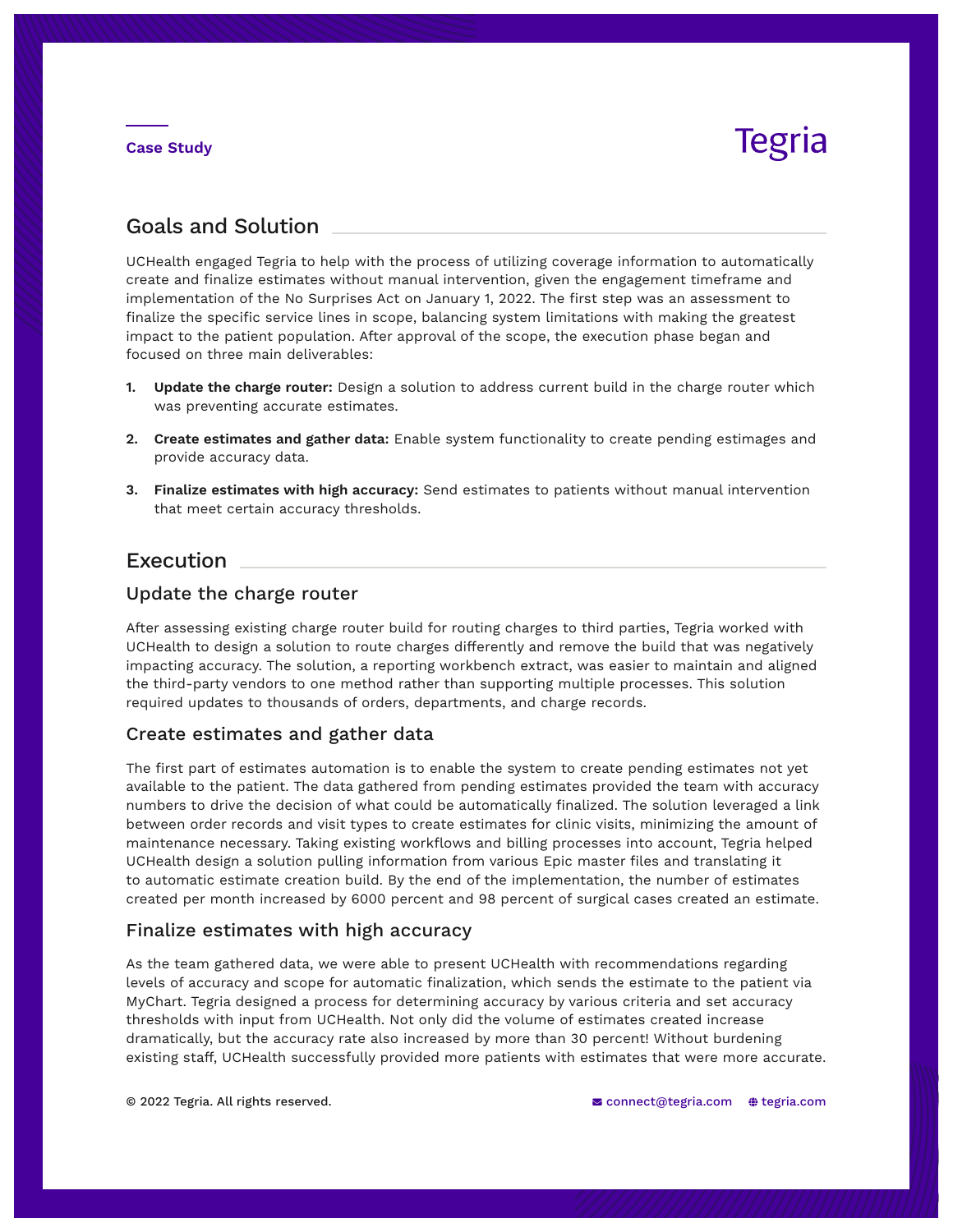Case Study

## Goals and Solution

UCHealth engaged Tegria to help with the process of utilizing coverage information to automatically create and finalize estimates without manual intervention, given the engagement timeframe and implementation of the No Surprises Act on January 1, 2022. The first step was an assessment to finalize the specific service lines in scope, balancing system limitations with making the greatest impact to the patient population. After approval of the scope, the execution phase began and focused on three main deliverables:

1. **Update the charge router:** Design a solution to address current build in the charge router which was preventing accurate estimates.
2. **Create estimates and gather data:** Enable system functionality to create pending estimages and provide accuracy data.
3. **Finalize estimates with high accuracy:** Send estimates to patients without manual intervention that meet certain accuracy thresholds.

## Execution

### Update the charge router

After assessing existing charge router build for routing charges to third parties, Tegria worked with UCHealth to design a solution to route charges differently and remove the build that was negatively impacting accuracy. The solution, a reporting workbench extract, was easier to maintain and aligned the third-party vendors to one method rather than supporting multiple processes. This solution required updates to thousands of orders, departments, and charge records.

### Create estimates and gather data

The first part of estimates automation is to enable the system to create pending estimates not yet available to the patient. The data gathered from pending estimates provided the team with accuracy numbers to drive the decision of what could be automatically finalized. The solution leveraged a link between order records and visit types to create estimates for clinic visits, minimizing the amount of maintenance necessary. Taking existing workflows and billing processes into account, Tegria helped UCHealth design a solution pulling information from various Epic master files and translating it to automatic estimate creation build. By the end of the implementation, the number of estimates created per month increased by 6000 percent and 98 percent of surgical cases created an estimate.

### Finalize estimates with high accuracy

As the team gathered data, we were able to present UCHealth with recommendations regarding levels of accuracy and scope for automatic finalization, which sends the estimate to the patient via MyChart. Tegria designed a process for determining accuracy by various criteria and set accuracy thresholds with input from UCHealth. Not only did the volume of estimates created increase dramatically, but the accuracy rate also increased by more than 30 percent! Without burdening existing staff, UCHealth successfully provided more patients with estimates that were more accurate.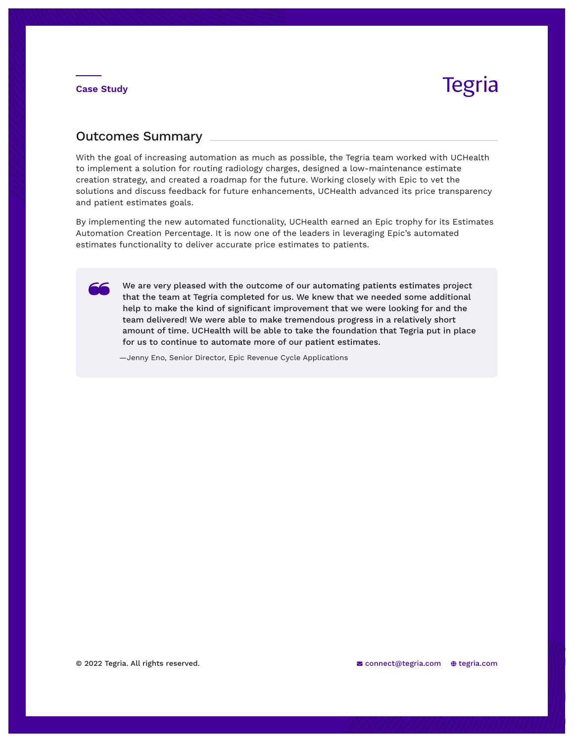Case Study

## Outcomes Summary

With the goal of increasing automation as much as possible, the Tegria team worked with UCHealth to implement a solution for routing radiology charges, designed a low-maintenance estimate creation strategy, and created a roadmap for the future. Working closely with Epic to vet the solutions and discuss feedback for future enhancements, UCHealth advanced its price transparency and patient estimates goals.

By implementing the new automated functionality, UCHealth earned an Epic trophy for its Estimates Automation Creation Percentage. It is now one of the leaders in leveraging Epic's automated estimates functionality to deliver accurate price estimates to patients.

> **We are very pleased with the outcome of our automating patients estimates project that the team at Tegria completed for us. We knew that we needed some additional help to make the kind of significant improvement that we were looking for and the team delivered! We were able to make tremendous progress in a relatively short amount of time. UCHealth will be able to take the foundation that Tegria put in place for us to continue to automate more of our patient estimates.**
>
> —Jenny Eno, Senior Director, Epic Revenue Cycle Applications

© 2022 Tegria. All rights reserved.

connect@tegria.com tegria.com